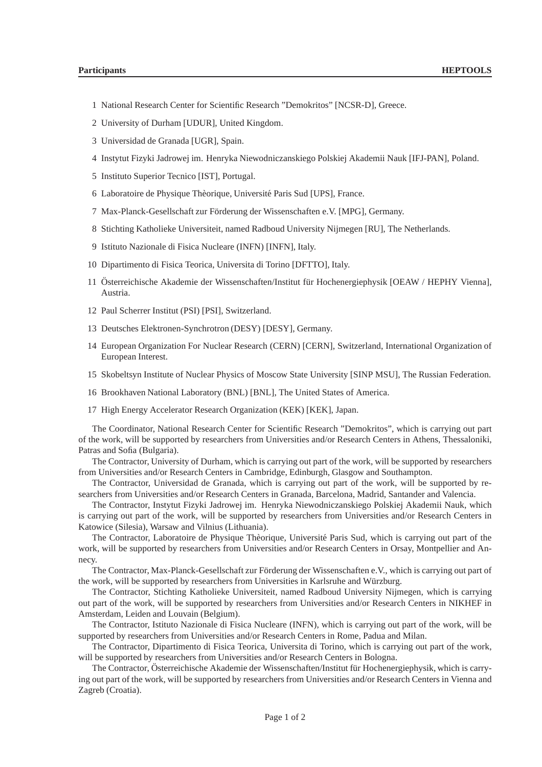1. National Research Center for Scientific Research "Demokritos" [NCSR-D], Greece.
2. University of Durham [UDUR], United Kingdom.
3. Universidad de Granada [UGR], Spain.
4. Instytut Fizyki Jadrowej im. Henryka Niewodniczanskiego Polskiej Akademii Nauk [IFJ-PAN], Poland.
5. Instituto Superior Tecnico [IST], Portugal.
6. Laboratoire de Physique Thèorique, Université Paris Sud [UPS], France.
7. Max-Planck-Gesellschaft zur Förderung der Wissenschaften e.V. [MPG], Germany.
8. Stichting Katholieke Universiteit, named Radboud University Nijmegen [RU], The Netherlands.
9. Istituto Nazionale di Fisica Nucleare (INFN) [INFN], Italy.
10. Dipartimento di Fisica Teorica, Universita di Torino [DFTTO], Italy.
11. Österreichische Akademie der Wissenschaften/Institut für Hochenergiephysik [OEAW / HEPHY Vienna], Austria.
12. Paul Scherrer Institut (PSI) [PSI], Switzerland.
13. Deutsches Elektronen-Synchrotron (DESY) [DESY], Germany.
14. European Organization For Nuclear Research (CERN) [CERN], Switzerland, International Organization of European Interest.
15. Skobeltsyn Institute of Nuclear Physics of Moscow State University [SINP MSU], The Russian Federation.
16. Brookhaven National Laboratory (BNL) [BNL], The United States of America.
17. High Energy Accelerator Research Organization (KEK) [KEK], Japan.

The Coordinator, National Research Center for Scientific Research "Demokritos", which is carrying out part of the work, will be supported by researchers from Universities and/or Research Centers in Athens, Thessaloniki, Patras and Sofia (Bulgaria).

The Contractor, University of Durham, which is carrying out part of the work, will be supported by researchers from Universities and/or Research Centers in Cambridge, Edinburgh, Glasgow and Southampton.

The Contractor, Universidad de Granada, which is carrying out part of the work, will be supported by researchers from Universities and/or Research Centers in Granada, Barcelona, Madrid, Santander and Valencia.

The Contractor, Instytut Fizyki Jadrowej im. Henryka Niewodniczanskiego Polskiej Akademii Nauk, which is carrying out part of the work, will be supported by researchers from Universities and/or Research Centers in Katowice (Silesia), Warsaw and Vilnius (Lithuania).

The Contractor, Laboratoire de Physique Thèorique, Université Paris Sud, which is carrying out part of the work, will be supported by researchers from Universities and/or Research Centers in Orsay, Montpellier and Annecy.

The Contractor, Max-Planck-Gesellschaft zur Förderung der Wissenschaften e.V., which is carrying out part of the work, will be supported by researchers from Universities in Karlsruhe and Würzburg.

The Contractor, Stichting Katholieke Universiteit, named Radboud University Nijmegen, which is carrying out part of the work, will be supported by researchers from Universities and/or Research Centers in NIKHEF in Amsterdam, Leiden and Louvain (Belgium).

The Contractor, Istituto Nazionale di Fisica Nucleare (INFN), which is carrying out part of the work, will be supported by researchers from Universities and/or Research Centers in Rome, Padua and Milan.

The Contractor, Dipartimento di Fisica Teorica, Universita di Torino, which is carrying out part of the work, will be supported by researchers from Universities and/or Research Centers in Bologna.

The Contractor, Österreichische Akademie der Wissenschaften/Institut für Hochenergiephysik, which is carrying out part of the work, will be supported by researchers from Universities and/or Research Centers in Vienna and Zagreb (Croatia).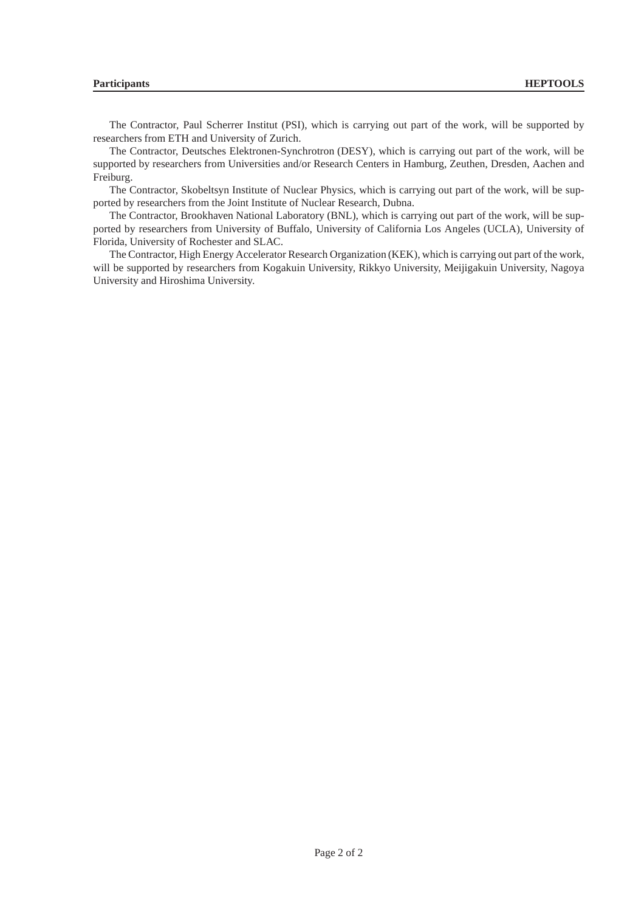The Contractor, Paul Scherrer Institut (PSI), which is carrying out part of the work, will be supported by researchers from ETH and University of Zurich.

The Contractor, Deutsches Elektronen-Synchrotron (DESY), which is carrying out part of the work, will be supported by researchers from Universities and/or Research Centers in Hamburg, Zeuthen, Dresden, Aachen and Freiburg.

The Contractor, Skobeltsyn Institute of Nuclear Physics, which is carrying out part of the work, will be supported by researchers from the Joint Institute of Nuclear Research, Dubna.

The Contractor, Brookhaven National Laboratory (BNL), which is carrying out part of the work, will be supported by researchers from University of Buffalo, University of California Los Angeles (UCLA), University of Florida, University of Rochester and SLAC.

The Contractor, High Energy Accelerator Research Organization (KEK), which is carrying out part of the work, will be supported by researchers from Kogakuin University, Rikkyo University, Meijigakuin University, Nagoya University and Hiroshima University.